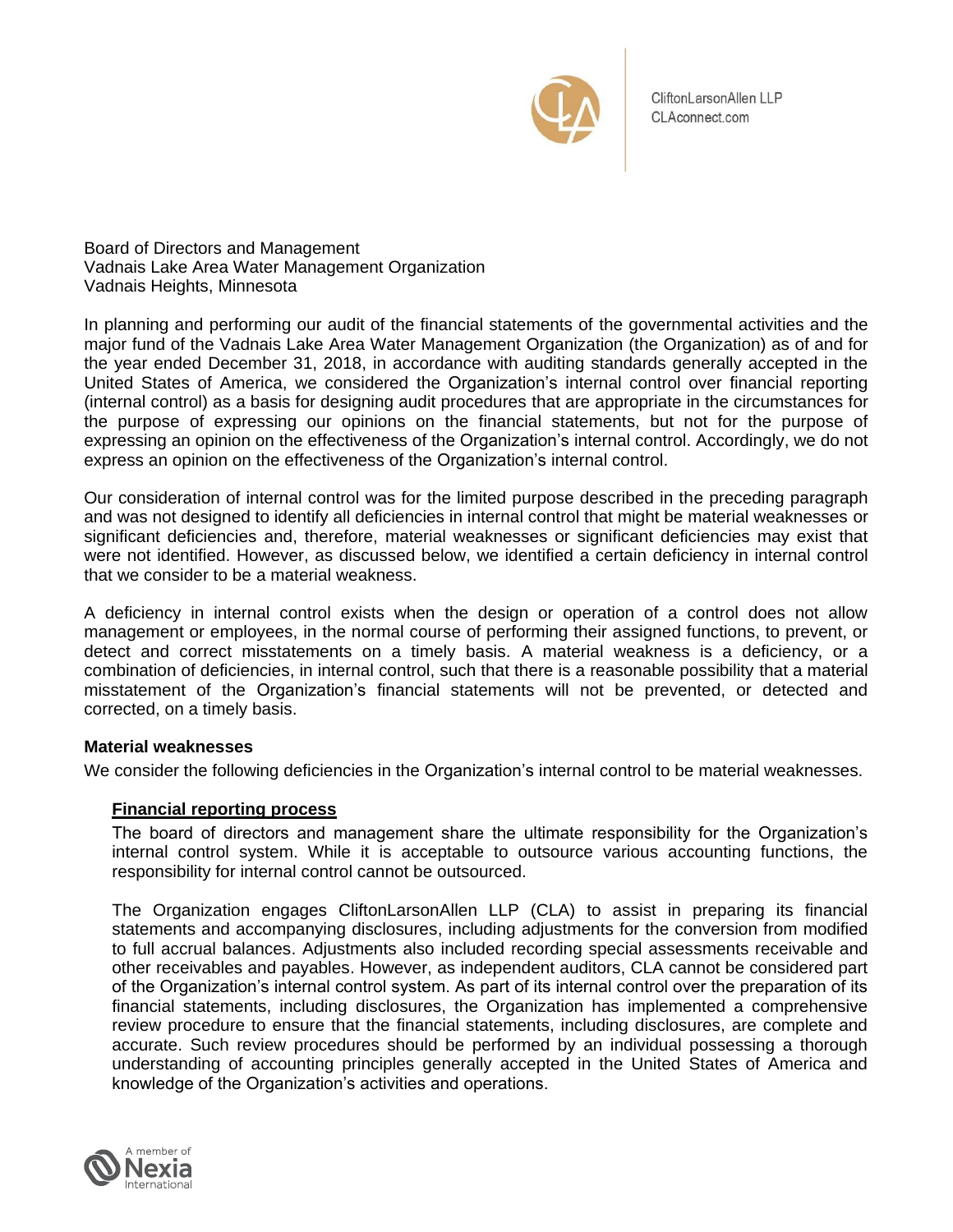CliftonLarsonAllen LLP
CLAconnect.com

Board of Directors and Management
Vadnais Lake Area Water Management Organization
Vadnais Heights, Minnesota

In planning and performing our audit of the financial statements of the governmental activities and the major fund of the Vadnais Lake Area Water Management Organization (the Organization) as of and for the year ended December 31, 2018, in accordance with auditing standards generally accepted in the United States of America, we considered the Organization's internal control over financial reporting (internal control) as a basis for designing audit procedures that are appropriate in the circumstances for the purpose of expressing our opinions on the financial statements, but not for the purpose of expressing an opinion on the effectiveness of the Organization's internal control. Accordingly, we do not express an opinion on the effectiveness of the Organization's internal control.

Our consideration of internal control was for the limited purpose described in the preceding paragraph and was not designed to identify all deficiencies in internal control that might be material weaknesses or significant deficiencies and, therefore, material weaknesses or significant deficiencies may exist that were not identified. However, as discussed below, we identified a certain deficiency in internal control that we consider to be a material weakness.

A deficiency in internal control exists when the design or operation of a control does not allow management or employees, in the normal course of performing their assigned functions, to prevent, or detect and correct misstatements on a timely basis. A material weakness is a deficiency, or a combination of deficiencies, in internal control, such that there is a reasonable possibility that a material misstatement of the Organization's financial statements will not be prevented, or detected and corrected, on a timely basis.

**Material weaknesses**

We consider the following deficiencies in the Organization's internal control to be material weaknesses.

**Financial reporting process**

The board of directors and management share the ultimate responsibility for the Organization's internal control system. While it is acceptable to outsource various accounting functions, the responsibility for internal control cannot be outsourced.

The Organization engages CliftonLarsonAllen LLP (CLA) to assist in preparing its financial statements and accompanying disclosures, including adjustments for the conversion from modified to full accrual balances. Adjustments also included recording special assessments receivable and other receivables and payables. However, as independent auditors, CLA cannot be considered part of the Organization's internal control system. As part of its internal control over the preparation of its financial statements, including disclosures, the Organization has implemented a comprehensive review procedure to ensure that the financial statements, including disclosures, are complete and accurate. Such review procedures should be performed by an individual possessing a thorough understanding of accounting principles generally accepted in the United States of America and knowledge of the Organization's activities and operations.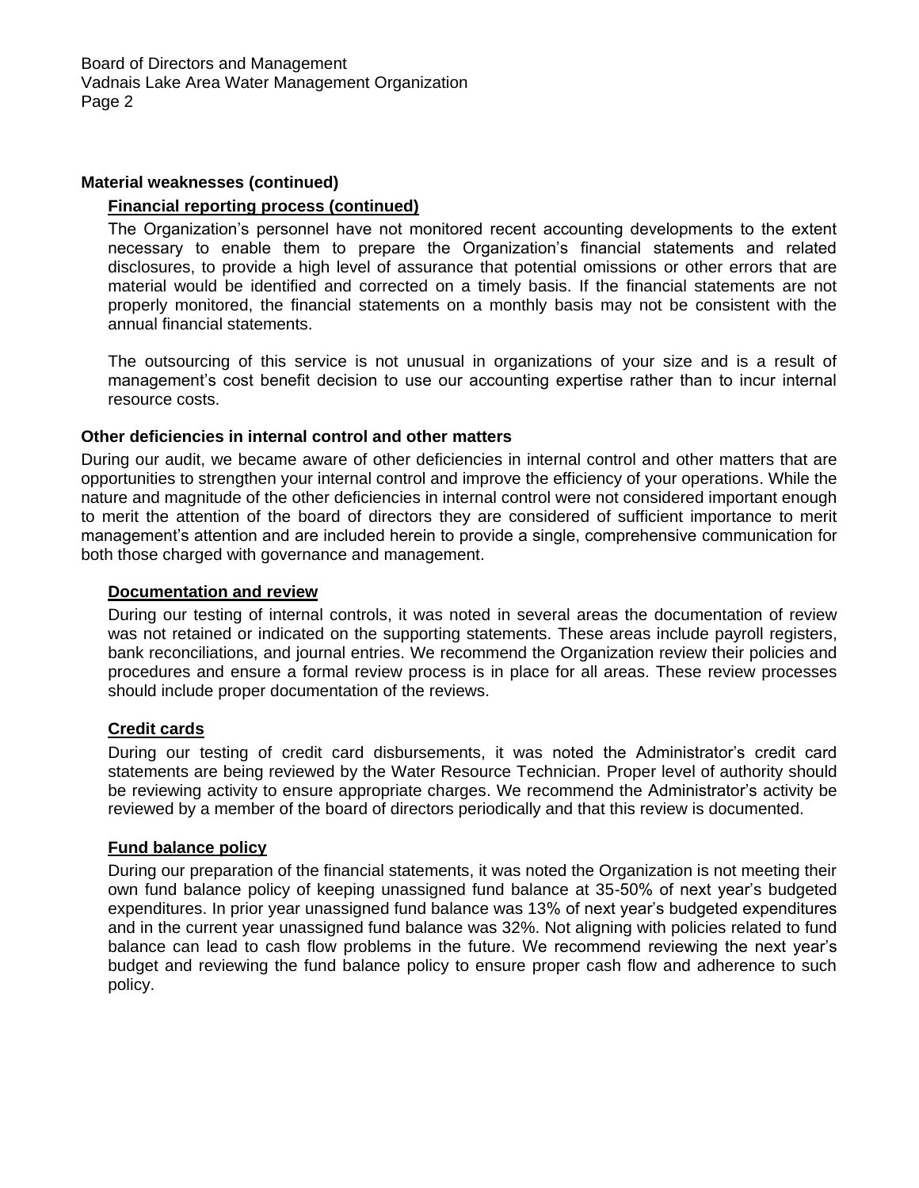### Material weaknesses (continued)

#### Financial reporting process (continued)

The Organization's personnel have not monitored recent accounting developments to the extent necessary to enable them to prepare the Organization's financial statements and related disclosures, to provide a high level of assurance that potential omissions or other errors that are material would be identified and corrected on a timely basis. If the financial statements are not properly monitored, the financial statements on a monthly basis may not be consistent with the annual financial statements.

The outsourcing of this service is not unusual in organizations of your size and is a result of management's cost benefit decision to use our accounting expertise rather than to incur internal resource costs.

### Other deficiencies in internal control and other matters

During our audit, we became aware of other deficiencies in internal control and other matters that are opportunities to strengthen your internal control and improve the efficiency of your operations. While the nature and magnitude of the other deficiencies in internal control were not considered important enough to merit the attention of the board of directors they are considered of sufficient importance to merit management's attention and are included herein to provide a single, comprehensive communication for both those charged with governance and management.

#### Documentation and review

During our testing of internal controls, it was noted in several areas the documentation of review was not retained or indicated on the supporting statements. These areas include payroll registers, bank reconciliations, and journal entries. We recommend the Organization review their policies and procedures and ensure a formal review process is in place for all areas. These review processes should include proper documentation of the reviews.

#### Credit cards

During our testing of credit card disbursements, it was noted the Administrator's credit card statements are being reviewed by the Water Resource Technician. Proper level of authority should be reviewing activity to ensure appropriate charges. We recommend the Administrator's activity be reviewed by a member of the board of directors periodically and that this review is documented.

#### Fund balance policy

During our preparation of the financial statements, it was noted the Organization is not meeting their own fund balance policy of keeping unassigned fund balance at 35-50% of next year's budgeted expenditures. In prior year unassigned fund balance was 13% of next year's budgeted expenditures and in the current year unassigned fund balance was 32%. Not aligning with policies related to fund balance can lead to cash flow problems in the future. We recommend reviewing the next year's budget and reviewing the fund balance policy to ensure proper cash flow and adherence to such policy.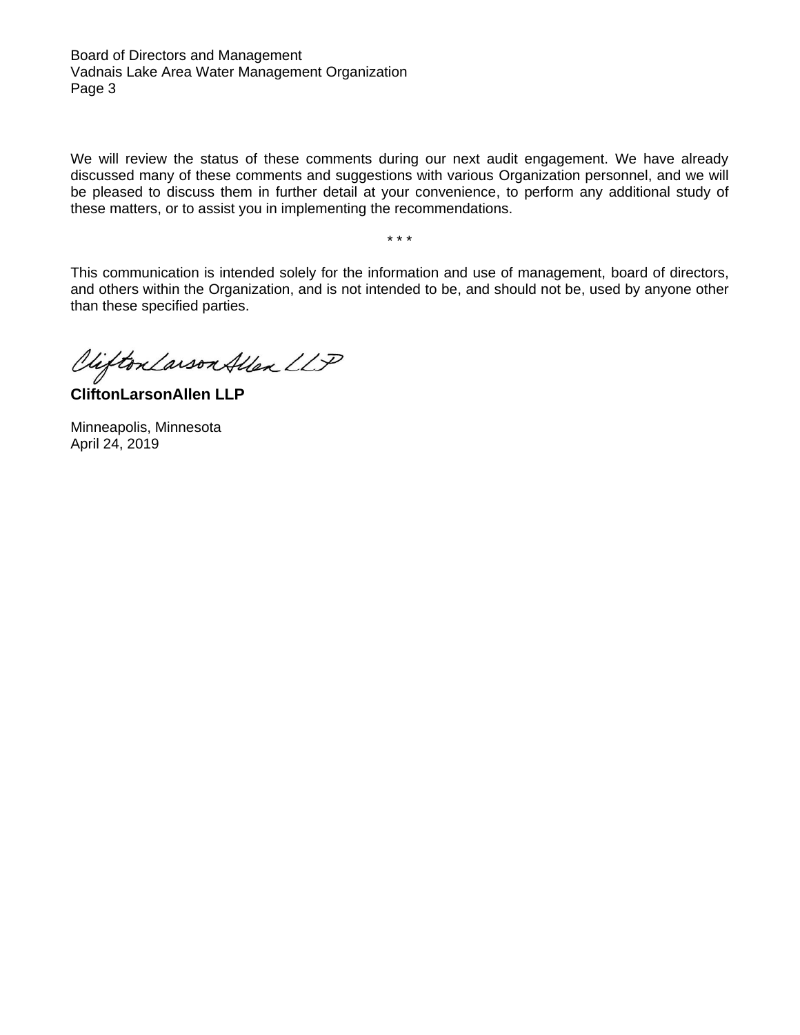We will review the status of these comments during our next audit engagement. We have already discussed many of these comments and suggestions with various Organization personnel, and we will be pleased to discuss them in further detail at your convenience, to perform any additional study of these matters, or to assist you in implementing the recommendations.

* * *

This communication is intended solely for the information and use of management, board of directors, and others within the Organization, and is not intended to be, and should not be, used by anyone other than these specified parties.

CliftonLarsonAllen LLP

**CliftonLarsonAllen LLP**

Minneapolis, Minnesota
April 24, 2019